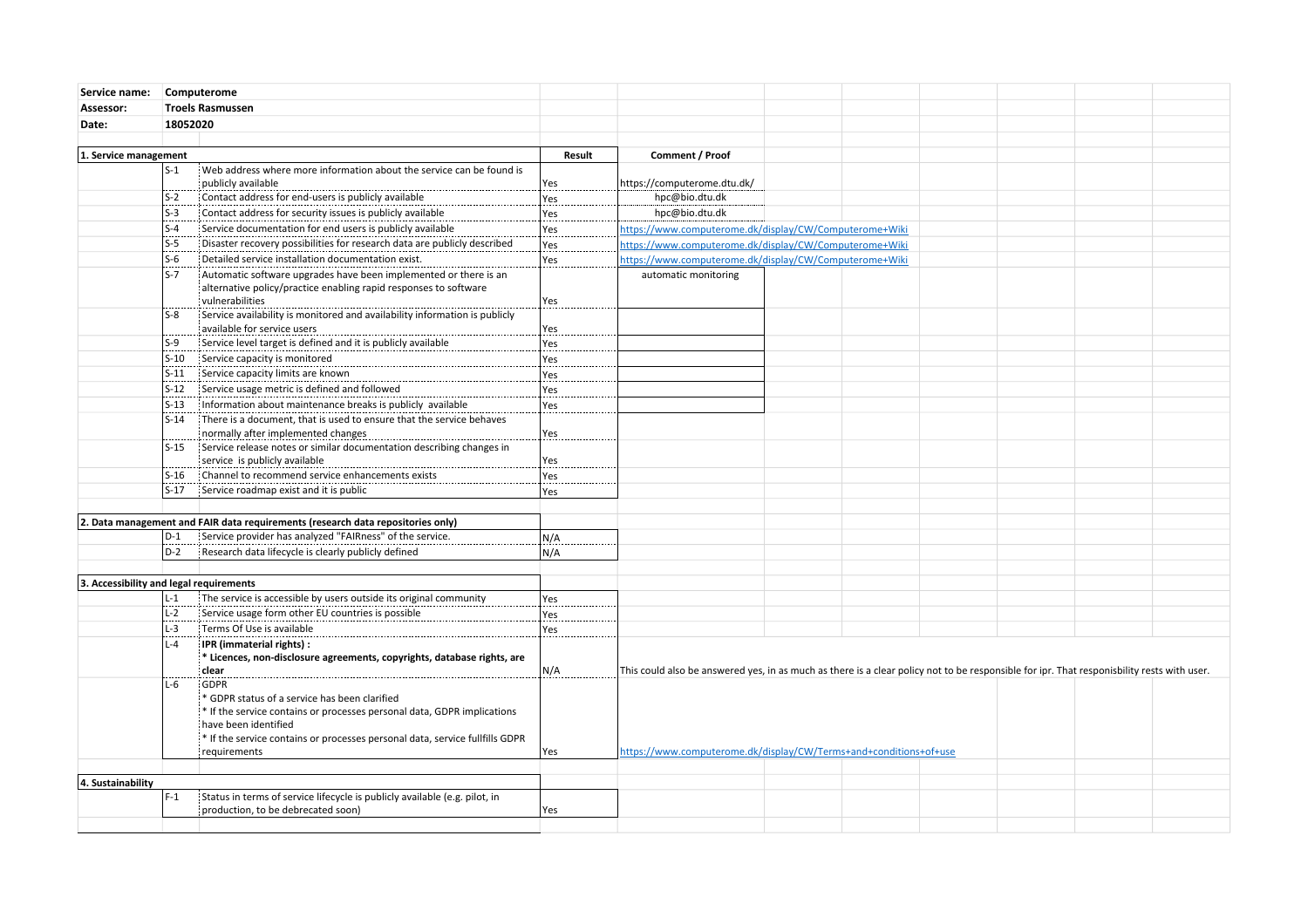| | |
|---|---|
| **Service name:** | **Computerome** |
| **Assessor:** | **Troels Rasmussen** |
| **Date:** | **18052020** |

| **1. Service management** | | | **Result** | **Comment / Proof** |
|---|---|---|---|---|
| | S-1 | Web address where more information about the service can be found is publicly available | Yes | https://computerome.dtu.dk/ |
| | S-2 | Contact address for end-users is publicly available | Yes | hpc@bio.dtu.dk |
| | S-3 | Contact address for security issues is publicly available | Yes | hpc@bio.dtu.dk |
| | S-4 | Service documentation for end users is publicly available | Yes | https://www.computerome.dk/display/CW/Computerome+Wiki |
| | S-5 | Disaster recovery possibilities for research data are publicly described | Yes | https://www.computerome.dk/display/CW/Computerome+Wiki |
| | S-6 | Detailed service installation documentation exist. | Yes | https://www.computerome.dk/display/CW/Computerome+Wiki |
| | S-7 | Automatic software upgrades have been implemented or there is an alternative policy/practice enabling rapid responses to software vulnerabilities | Yes | automatic monitoring |
| | S-8 | Service availability is monitored and availability information is publicly available for service users | Yes | |
| | S-9 | Service level target is defined and it is publicly available | Yes | |
| | S-10 | Service capacity is monitored | Yes | |
| | S-11 | Service capacity limits are known | Yes | |
| | S-12 | Service usage metric is defined and followed | Yes | |
| | S-13 | Information about maintenance breaks is publicly available | Yes | |
| | S-14 | There is a document, that is used to ensure that the service behaves normally after implemented changes | Yes | |
| | S-15 | Service release notes or similar documentation describing changes in service is publicly available | Yes | |
| | S-16 | Channel to recommend service enhancements exists | Yes | |
| | S-17 | Service roadmap exist and it is public | Yes | |
| **2. Data management and FAIR data requirements (research data repositories only)** | | | | |
| | D-1 | Service provider has analyzed "FAIRness" of the service. | N/A | |
| | D-2 | Research data lifecycle is clearly publicly defined | N/A | |
| **3. Accessibility and legal requirements** | | | | |
| | L-1 | The service is accessible by users outside its original community | Yes | |
| | L-2 | Service usage form other EU countries is possible | Yes | |
| | L-3 | Terms Of Use is available | Yes | |
| | L-4 | **IPR (immaterial rights) :**<br>**\* Licences, non-disclosure agreements, copyrights, database rights, are clear** | N/A | This could also be answered yes, in as much as there is a clear policy not to be responsible for ipr. That responisbility rests with user. |
| | L-6 | GDPR<br>\* GDPR status of a service has been clarified<br>\* If the service contains or processes personal data, GDPR implications have been identified<br>\* If the service contains or processes personal data, service fullfills GDPR requirements | Yes | https://www.computerome.dk/display/CW/Terms+and+conditions+of+use |
| **4. Sustainability** | | | | |
| | F-1 | Status in terms of service lifecycle is publicly available (e.g. pilot, in production, to be debrecated soon) | Yes | |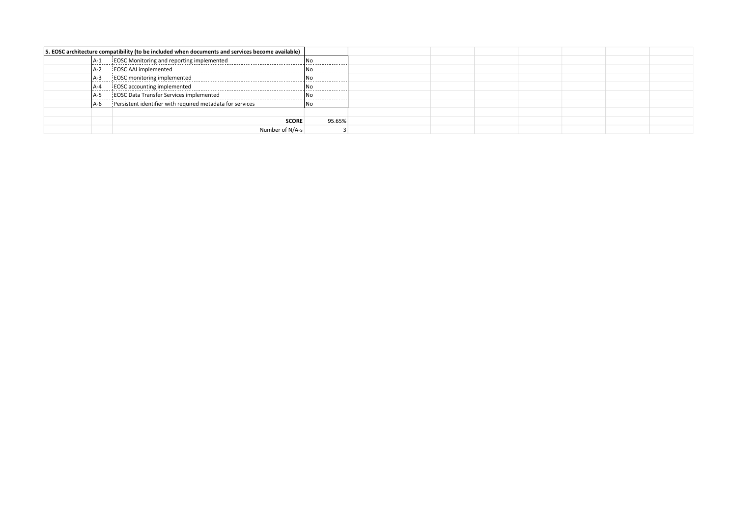| | | | |
|---|---|---|---|
| **5. EOSC architecture compatibility (to be included when documents and services become available)** | | | |
| | A-1 | EOSC Monitoring and reporting implemented | No |
| | A-2 | EOSC AAI implemented | No |
| | A-3 | EOSC monitoring implemented | No |
| | A-4 | EOSC accounting implemented | No |
| | A-5 | EOSC Data Transfer Services implemented | No |
| | A-6 | Persistent identifier with required metadata for services | No |
| | | | |
| | | **SCORE** | 95.65% |
| | | Number of N/A-s | 3 |